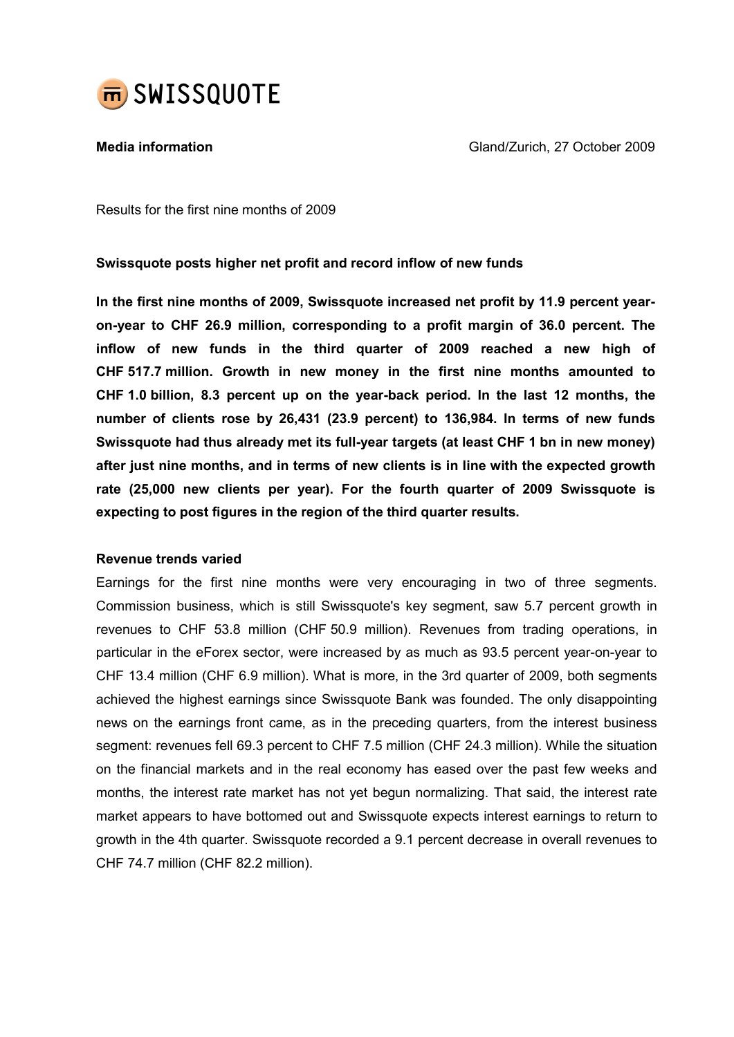SWISSQUOTE

**Media information** Gland/Zurich, 27 October 2009

Results for the first nine months of 2009

**Swissquote posts higher net profit and record inflow of new funds**

**In the first nine months of 2009, Swissquote increased net profit by 11.9 percent year-on-year to CHF 26.9 million, corresponding to a profit margin of 36.0 percent. The inflow of new funds in the third quarter of 2009 reached a new high of CHF 517.7 million. Growth in new money in the first nine months amounted to CHF 1.0 billion, 8.3 percent up on the year-back period. In the last 12 months, the number of clients rose by 26,431 (23.9 percent) to 136,984. In terms of new funds Swissquote had thus already met its full-year targets (at least CHF 1 bn in new money) after just nine months, and in terms of new clients is in line with the expected growth rate (25,000 new clients per year). For the fourth quarter of 2009 Swissquote is expecting to post figures in the region of the third quarter results.**

**Revenue trends varied**

Earnings for the first nine months were very encouraging in two of three segments. Commission business, which is still Swissquote's key segment, saw 5.7 percent growth in revenues to CHF 53.8 million (CHF 50.9 million). Revenues from trading operations, in particular in the eForex sector, were increased by as much as 93.5 percent year-on-year to CHF 13.4 million (CHF 6.9 million). What is more, in the 3rd quarter of 2009, both segments achieved the highest earnings since Swissquote Bank was founded. The only disappointing news on the earnings front came, as in the preceding quarters, from the interest business segment: revenues fell 69.3 percent to CHF 7.5 million (CHF 24.3 million). While the situation on the financial markets and in the real economy has eased over the past few weeks and months, the interest rate market has not yet begun normalizing. That said, the interest rate market appears to have bottomed out and Swissquote expects interest earnings to return to growth in the 4th quarter. Swissquote recorded a 9.1 percent decrease in overall revenues to CHF 74.7 million (CHF 82.2 million).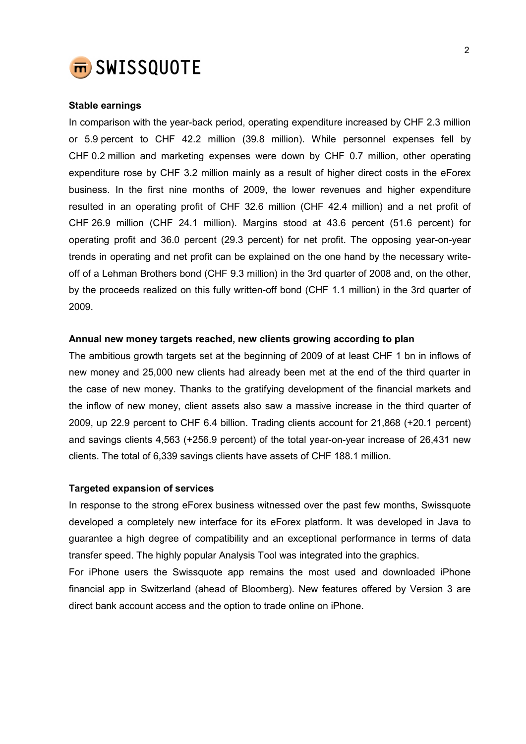**Stable earnings**

In comparison with the year-back period, operating expenditure increased by CHF 2.3 million or 5.9 percent to CHF 42.2 million (39.8 million). While personnel expenses fell by CHF 0.2 million and marketing expenses were down by CHF 0.7 million, other operating expenditure rose by CHF 3.2 million mainly as a result of higher direct costs in the eForex business. In the first nine months of 2009, the lower revenues and higher expenditure resulted in an operating profit of CHF 32.6 million (CHF 42.4 million) and a net profit of CHF 26.9 million (CHF 24.1 million). Margins stood at 43.6 percent (51.6 percent) for operating profit and 36.0 percent (29.3 percent) for net profit. The opposing year-on-year trends in operating and net profit can be explained on the one hand by the necessary write-off of a Lehman Brothers bond (CHF 9.3 million) in the 3rd quarter of 2008 and, on the other, by the proceeds realized on this fully written-off bond (CHF 1.1 million) in the 3rd quarter of 2009.

**Annual new money targets reached, new clients growing according to plan**

The ambitious growth targets set at the beginning of 2009 of at least CHF 1 bn in inflows of new money and 25,000 new clients had already been met at the end of the third quarter in the case of new money. Thanks to the gratifying development of the financial markets and the inflow of new money, client assets also saw a massive increase in the third quarter of 2009, up 22.9 percent to CHF 6.4 billion. Trading clients account for 21,868 (+20.1 percent) and savings clients 4,563 (+256.9 percent) of the total year-on-year increase of 26,431 new clients. The total of 6,339 savings clients have assets of CHF 188.1 million.

**Targeted expansion of services**

In response to the strong eForex business witnessed over the past few months, Swissquote developed a completely new interface for its eForex platform. It was developed in Java to guarantee a high degree of compatibility and an exceptional performance in terms of data transfer speed. The highly popular Analysis Tool was integrated into the graphics.

For iPhone users the Swissquote app remains the most used and downloaded iPhone financial app in Switzerland (ahead of Bloomberg). New features offered by Version 3 are direct bank account access and the option to trade online on iPhone.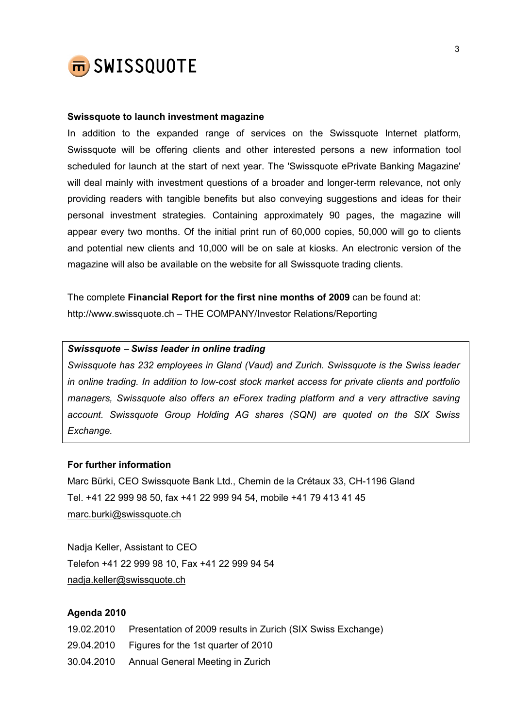**Swissquote to launch investment magazine**

In addition to the expanded range of services on the Swissquote Internet platform, Swissquote will be offering clients and other interested persons a new information tool scheduled for launch at the start of next year. The 'Swissquote ePrivate Banking Magazine' will deal mainly with investment questions of a broader and longer-term relevance, not only providing readers with tangible benefits but also conveying suggestions and ideas for their personal investment strategies. Containing approximately 90 pages, the magazine will appear every two months. Of the initial print run of 60,000 copies, 50,000 will go to clients and potential new clients and 10,000 will be on sale at kiosks. An electronic version of the magazine will also be available on the website for all Swissquote trading clients.

The complete **Financial Report for the first nine months of 2009** can be found at: http://www.swissquote.ch – THE COMPANY/Investor Relations/Reporting

***Swissquote – Swiss leader in online trading***

*Swissquote has 232 employees in Gland (Vaud) and Zurich. Swissquote is the Swiss leader in online trading. In addition to low-cost stock market access for private clients and portfolio managers, Swissquote also offers an eForex trading platform and a very attractive saving account. Swissquote Group Holding AG shares (SQN) are quoted on the SIX Swiss Exchange.*

**For further information**

Marc Bürki, CEO Swissquote Bank Ltd., Chemin de la Crétaux 33, CH-1196 Gland
Tel. +41 22 999 98 50, fax +41 22 999 94 54, mobile +41 79 413 41 45
marc.burki@swissquote.ch

Nadja Keller, Assistant to CEO
Telefon +41 22 999 98 10, Fax +41 22 999 94 54
nadja.keller@swissquote.ch

**Agenda 2010**

19.02.2010 Presentation of 2009 results in Zurich (SIX Swiss Exchange)
29.04.2010 Figures for the 1st quarter of 2010
30.04.2010 Annual General Meeting in Zurich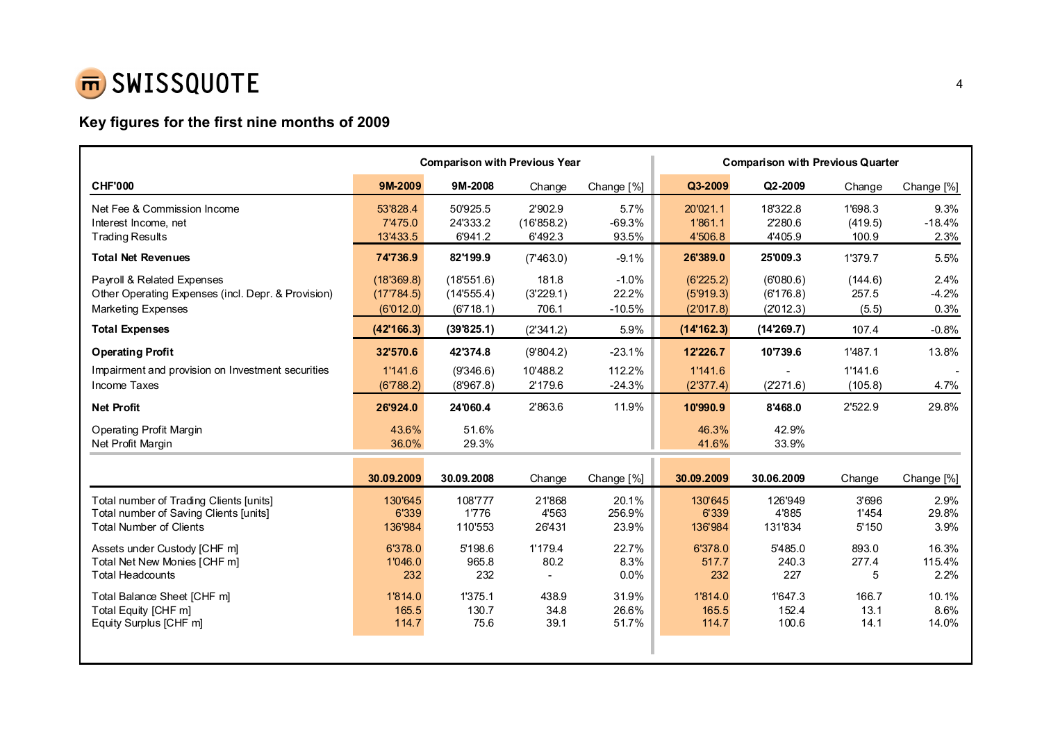SWISSQUOTE

## Key figures for the first nine months of 2009

| | Comparison with Previous Year | | | | Comparison with Previous Quarter | | | |
|---|---|---|---|---|---|---|---|---|
| **CHF'000** | **9M-2009** | **9M-2008** | Change | Change [%] | **Q3-2009** | **Q2-2009** | Change | Change [%] |
| Net Fee & Commission Income | 53'828.4 | 50'925.5 | 2'902.9 | 5.7% | 20'021.1 | 18'322.8 | 1'698.3 | 9.3% |
| Interest Income, net | 7'475.0 | 24'333.2 | (16'858.2) | -69.3% | 1'861.1 | 2'280.6 | (419.5) | -18.4% |
| Trading Results | 13'433.5 | 6'941.2 | 6'492.3 | 93.5% | 4'506.8 | 4'405.9 | 100.9 | 2.3% |
| **Total Net Revenues** | **74'736.9** | **82'199.9** | (7'463.0) | -9.1% | **26'389.0** | **25'009.3** | 1'379.7 | 5.5% |
| Payroll & Related Expenses | (18'369.8) | (18'551.6) | 181.8 | -1.0% | (6'225.2) | (6'080.6) | (144.6) | 2.4% |
| Other Operating Expenses (incl. Depr. & Provision) | (17'784.5) | (14'555.4) | (3'229.1) | 22.2% | (5'919.3) | (6'176.8) | 257.5 | -4.2% |
| Marketing Expenses | (6'012.0) | (6'718.1) | 706.1 | -10.5% | (2'017.8) | (2'012.3) | (5.5) | 0.3% |
| **Total Expenses** | **(42'166.3)** | **(39'825.1)** | (2'341.2) | 5.9% | **(14'162.3)** | **(14'269.7)** | 107.4 | -0.8% |
| **Operating Profit** | **32'570.6** | **42'374.8** | (9'804.2) | -23.1% | **12'226.7** | **10'739.6** | 1'487.1 | 13.8% |
| Impairment and provision on Investment securities | 1'141.6 | (9'346.6) | 10'488.2 | 112.2% | 1'141.6 | - | 1'141.6 | - |
| Income Taxes | (6'788.2) | (8'967.8) | 2'179.6 | -24.3% | (2'377.4) | (2'271.6) | (105.8) | 4.7% |
| **Net Profit** | **26'924.0** | **24'060.4** | 2'863.6 | 11.9% | **10'990.9** | **8'468.0** | 2'522.9 | 29.8% |
| Operating Profit Margin | 43.6% | 51.6% | | | 46.3% | 42.9% | | |
| Net Profit Margin | 36.0% | 29.3% | | | 41.6% | 33.9% | | |
| | **30.09.2009** | **30.09.2008** | Change | Change [%] | **30.09.2009** | **30.06.2009** | Change | Change [%] |
| Total number of Trading Clients [units] | 130'645 | 108'777 | 21'868 | 20.1% | 130'645 | 126'949 | 3'696 | 2.9% |
| Total number of Saving Clients [units] | 6'339 | 1'776 | 4'563 | 256.9% | 6'339 | 4'885 | 1'454 | 29.8% |
| Total Number of Clients | 136'984 | 110'553 | 26'431 | 23.9% | 136'984 | 131'834 | 5'150 | 3.9% |
| Assets under Custody [CHF m] | 6'378.0 | 5'198.6 | 1'179.4 | 22.7% | 6'378.0 | 5'485.0 | 893.0 | 16.3% |
| Total Net New Monies [CHF m] | 1'046.0 | 965.8 | 80.2 | 8.3% | 517.7 | 240.3 | 277.4 | 115.4% |
| Total Headcounts | 232 | 232 | - | 0.0% | 232 | 227 | 5 | 2.2% |
| Total Balance Sheet [CHF m] | 1'814.0 | 1'375.1 | 438.9 | 31.9% | 1'814.0 | 1'647.3 | 166.7 | 10.1% |
| Total Equity [CHF m] | 165.5 | 130.7 | 34.8 | 26.6% | 165.5 | 152.4 | 13.1 | 8.6% |
| Equity Surplus [CHF m] | 114.7 | 75.6 | 39.1 | 51.7% | 114.7 | 100.6 | 14.1 | 14.0% |